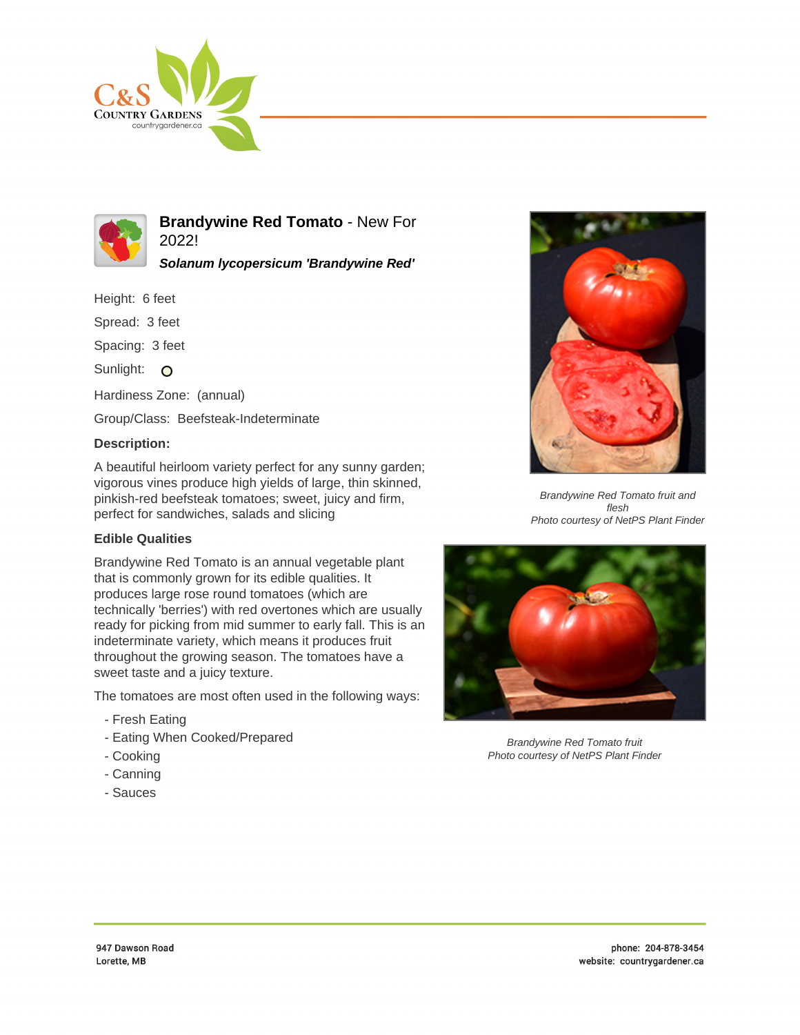# Brandywine Red Tomato - New For 2022!

***Solanum lycopersicum 'Brandywine Red'***

Height: 6 feet

Spread: 3 feet

Spacing: 3 feet

Sunlight:

Hardiness Zone: (annual)

Group/Class: Beefsteak-Indeterminate

### Description:

A beautiful heirloom variety perfect for any sunny garden; vigorous vines produce high yields of large, thin skinned, pinkish-red beefsteak tomatoes; sweet, juicy and firm, perfect for sandwiches, salads and slicing

### Edible Qualities

Brandywine Red Tomato is an annual vegetable plant that is commonly grown for its edible qualities. It produces large rose round tomatoes (which are technically 'berries') with red overtones which are usually ready for picking from mid summer to early fall. This is an indeterminate variety, which means it produces fruit throughout the growing season. The tomatoes have a sweet taste and a juicy texture.

The tomatoes are most often used in the following ways:

- Fresh Eating
- Eating When Cooked/Prepared
- Cooking
- Canning
- Sauces

*Brandywine Red Tomato fruit and flesh*
*Photo courtesy of NetPS Plant Finder*

*Brandywine Red Tomato fruit*
*Photo courtesy of NetPS Plant Finder*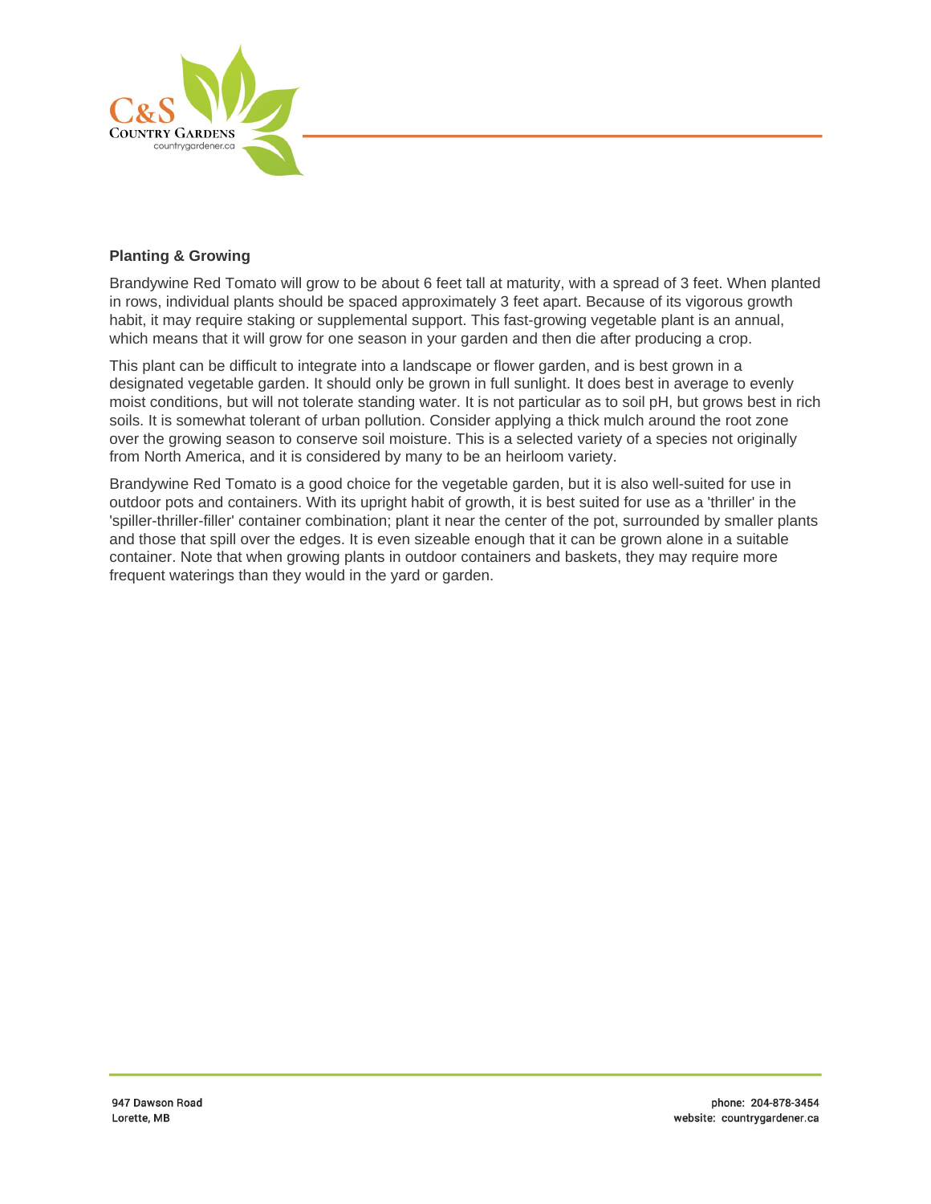### Planting & Growing

Brandywine Red Tomato will grow to be about 6 feet tall at maturity, with a spread of 3 feet. When planted in rows, individual plants should be spaced approximately 3 feet apart. Because of its vigorous growth habit, it may require staking or supplemental support. This fast-growing vegetable plant is an annual, which means that it will grow for one season in your garden and then die after producing a crop.

This plant can be difficult to integrate into a landscape or flower garden, and is best grown in a designated vegetable garden. It should only be grown in full sunlight. It does best in average to evenly moist conditions, but will not tolerate standing water. It is not particular as to soil pH, but grows best in rich soils. It is somewhat tolerant of urban pollution. Consider applying a thick mulch around the root zone over the growing season to conserve soil moisture. This is a selected variety of a species not originally from North America, and it is considered by many to be an heirloom variety.

Brandywine Red Tomato is a good choice for the vegetable garden, but it is also well-suited for use in outdoor pots and containers. With its upright habit of growth, it is best suited for use as a 'thriller' in the 'spiller-thriller-filler' container combination; plant it near the center of the pot, surrounded by smaller plants and those that spill over the edges. It is even sizeable enough that it can be grown alone in a suitable container. Note that when growing plants in outdoor containers and baskets, they may require more frequent waterings than they would in the yard or garden.